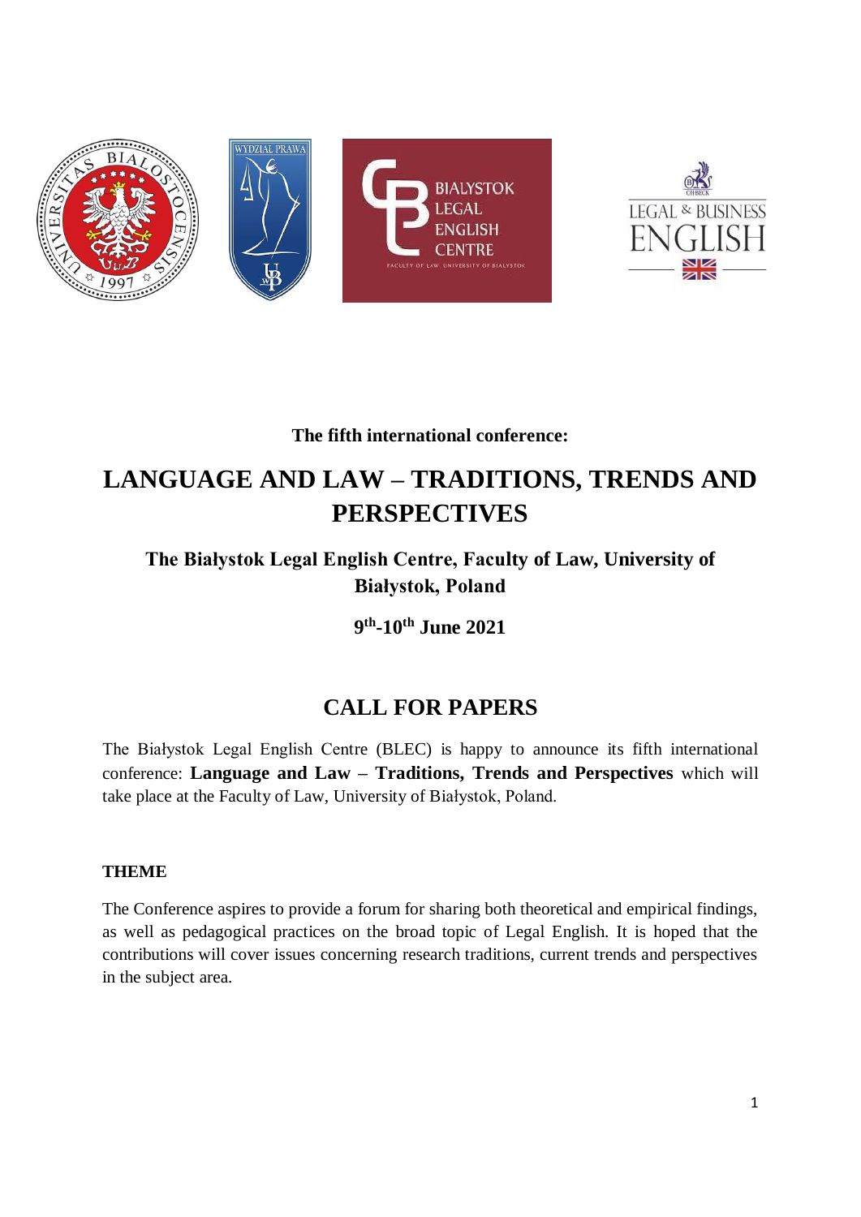**The fifth international conference:**

# LANGUAGE AND LAW – TRADITIONS, TRENDS AND PERSPECTIVES

### The Białystok Legal English Centre, Faculty of Law, University of Białystok, Poland

### 9th-10th June 2021

## CALL FOR PAPERS

The Białystok Legal English Centre (BLEC) is happy to announce its fifth international conference: **Language and Law – Traditions, Trends and Perspectives** which will take place at the Faculty of Law, University of Białystok, Poland.

**THEME**

The Conference aspires to provide a forum for sharing both theoretical and empirical findings, as well as pedagogical practices on the broad topic of Legal English. It is hoped that the contributions will cover issues concerning research traditions, current trends and perspectives in the subject area.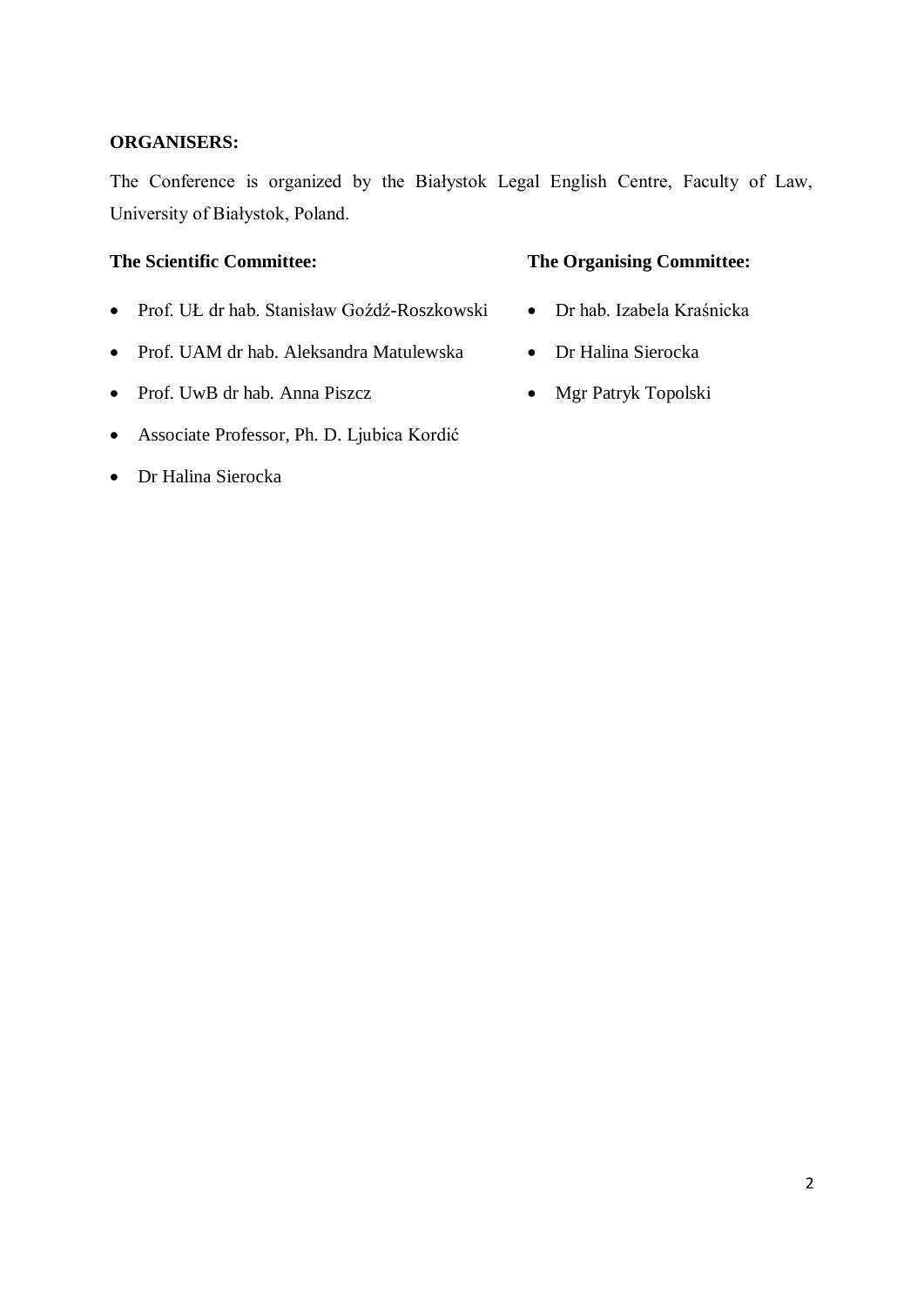**ORGANISERS:**

The Conference is organized by the Białystok Legal English Centre, Faculty of Law, University of Białystok, Poland.

**The Scientific Committee:**

- Prof. UŁ dr hab. Stanisław Goźdź-Roszkowski
- Prof. UAM dr hab. Aleksandra Matulewska
- Prof. UwB dr hab. Anna Piszcz
- Associate Professor, Ph. D. Ljubica Kordić
- Dr Halina Sierocka

**The Organising Committee:**

- Dr hab. Izabela Kraśnicka
- Dr Halina Sierocka
- Mgr Patryk Topolski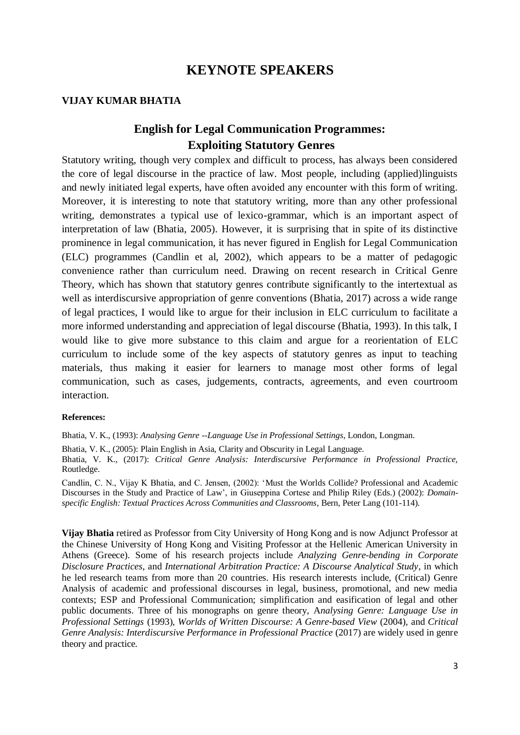# KEYNOTE SPEAKERS

**VIJAY KUMAR BHATIA**

## English for Legal Communication Programmes: Exploiting Statutory Genres

Statutory writing, though very complex and difficult to process, has always been considered the core of legal discourse in the practice of law. Most people, including (applied)linguists and newly initiated legal experts, have often avoided any encounter with this form of writing. Moreover, it is interesting to note that statutory writing, more than any other professional writing, demonstrates a typical use of lexico-grammar, which is an important aspect of interpretation of law (Bhatia, 2005). However, it is surprising that in spite of its distinctive prominence in legal communication, it has never figured in English for Legal Communication (ELC) programmes (Candlin et al, 2002), which appears to be a matter of pedagogic convenience rather than curriculum need. Drawing on recent research in Critical Genre Theory, which has shown that statutory genres contribute significantly to the intertextual as well as interdiscursive appropriation of genre conventions (Bhatia, 2017) across a wide range of legal practices, I would like to argue for their inclusion in ELC curriculum to facilitate a more informed understanding and appreciation of legal discourse (Bhatia, 1993). In this talk, I would like to give more substance to this claim and argue for a reorientation of ELC curriculum to include some of the key aspects of statutory genres as input to teaching materials, thus making it easier for learners to manage most other forms of legal communication, such as cases, judgements, contracts, agreements, and even courtroom interaction.

**References:**

Bhatia, V. K., (1993): *Analysing Genre --Language Use in Professional Settings*, London, Longman.

Bhatia, V. K., (2005): Plain English in Asia, Clarity and Obscurity in Legal Language.

Bhatia, V. K., (2017): *Critical Genre Analysis: Interdiscursive Performance in Professional Practice,* Routledge.

Candlin, C. N., Vijay K Bhatia, and C. Jensen, (2002): 'Must the Worlds Collide? Professional and Academic Discourses in the Study and Practice of Law', in Giuseppina Cortese and Philip Riley (Eds.) (2002): *Domain-specific English: Textual Practices Across Communities and Classrooms*, Bern, Peter Lang (101-114).

**Vijay Bhatia** retired as Professor from City University of Hong Kong and is now Adjunct Professor at the Chinese University of Hong Kong and Visiting Professor at the Hellenic American University in Athens (Greece). Some of his research projects include *Analyzing Genre-bending in Corporate Disclosure Practices*, and *International Arbitration Practice: A Discourse Analytical Study*, in which he led research teams from more than 20 countries. His research interests include, (Critical) Genre Analysis of academic and professional discourses in legal, business, promotional, and new media contexts; ESP and Professional Communication; simplification and easification of legal and other public documents. Three of his monographs on genre theory, A*nalysing Genre: Language Use in Professional Settings* (1993), *Worlds of Written Discourse: A Genre-based View* (2004), and *Critical Genre Analysis: Interdiscursive Performance in Professional Practice* (2017) are widely used in genre theory and practice.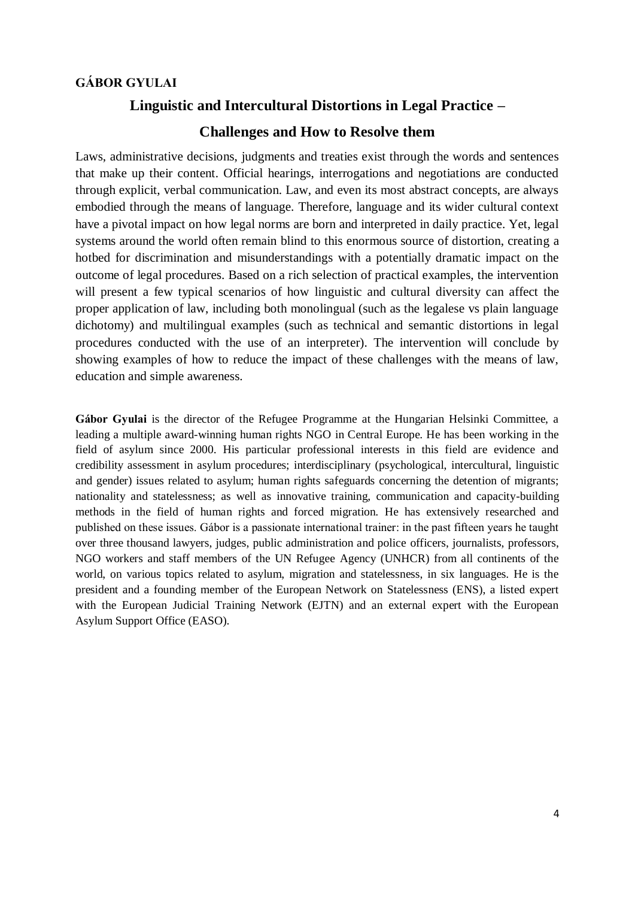**GÁBOR GYULAI**

## Linguistic and Intercultural Distortions in Legal Practice – Challenges and How to Resolve them

Laws, administrative decisions, judgments and treaties exist through the words and sentences that make up their content. Official hearings, interrogations and negotiations are conducted through explicit, verbal communication. Law, and even its most abstract concepts, are always embodied through the means of language. Therefore, language and its wider cultural context have a pivotal impact on how legal norms are born and interpreted in daily practice. Yet, legal systems around the world often remain blind to this enormous source of distortion, creating a hotbed for discrimination and misunderstandings with a potentially dramatic impact on the outcome of legal procedures. Based on a rich selection of practical examples, the intervention will present a few typical scenarios of how linguistic and cultural diversity can affect the proper application of law, including both monolingual (such as the legalese vs plain language dichotomy) and multilingual examples (such as technical and semantic distortions in legal procedures conducted with the use of an interpreter). The intervention will conclude by showing examples of how to reduce the impact of these challenges with the means of law, education and simple awareness.

**Gábor Gyulai** is the director of the Refugee Programme at the Hungarian Helsinki Committee, a leading a multiple award-winning human rights NGO in Central Europe. He has been working in the field of asylum since 2000. His particular professional interests in this field are evidence and credibility assessment in asylum procedures; interdisciplinary (psychological, intercultural, linguistic and gender) issues related to asylum; human rights safeguards concerning the detention of migrants; nationality and statelessness; as well as innovative training, communication and capacity-building methods in the field of human rights and forced migration. He has extensively researched and published on these issues. Gábor is a passionate international trainer: in the past fifteen years he taught over three thousand lawyers, judges, public administration and police officers, journalists, professors, NGO workers and staff members of the UN Refugee Agency (UNHCR) from all continents of the world, on various topics related to asylum, migration and statelessness, in six languages. He is the president and a founding member of the European Network on Statelessness (ENS), a listed expert with the European Judicial Training Network (EJTN) and an external expert with the European Asylum Support Office (EASO).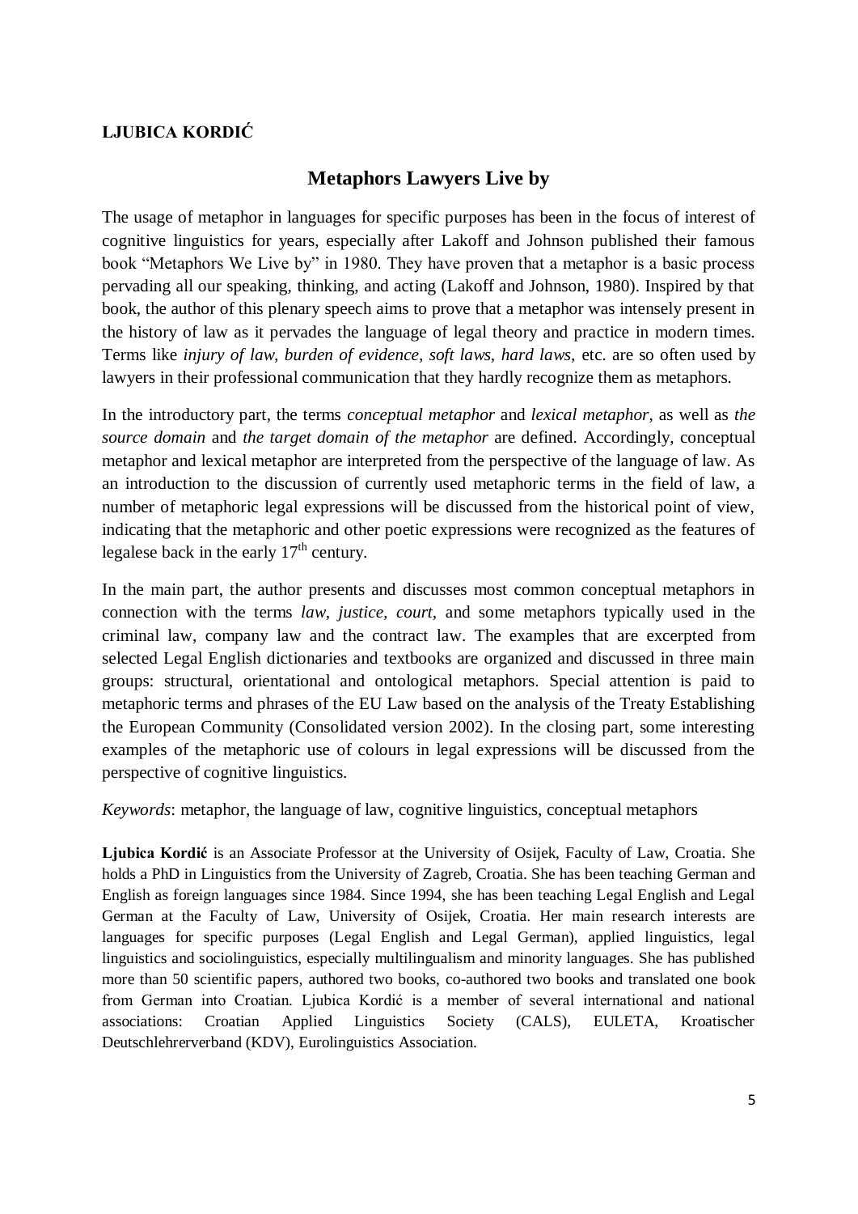**LJUBICA KORDIĆ**

## Metaphors Lawyers Live by

The usage of metaphor in languages for specific purposes has been in the focus of interest of cognitive linguistics for years, especially after Lakoff and Johnson published their famous book "Metaphors We Live by" in 1980. They have proven that a metaphor is a basic process pervading all our speaking, thinking, and acting (Lakoff and Johnson, 1980). Inspired by that book, the author of this plenary speech aims to prove that a metaphor was intensely present in the history of law as it pervades the language of legal theory and practice in modern times. Terms like *injury of law, burden of evidence, soft laws, hard laws,* etc. are so often used by lawyers in their professional communication that they hardly recognize them as metaphors.

In the introductory part, the terms *conceptual metaphor* and *lexical metaphor*, as well as *the source domain* and *the target domain of the metaphor* are defined. Accordingly, conceptual metaphor and lexical metaphor are interpreted from the perspective of the language of law. As an introduction to the discussion of currently used metaphoric terms in the field of law, a number of metaphoric legal expressions will be discussed from the historical point of view, indicating that the metaphoric and other poetic expressions were recognized as the features of legalese back in the early 17th century.

In the main part, the author presents and discusses most common conceptual metaphors in connection with the terms *law, justice, court,* and some metaphors typically used in the criminal law, company law and the contract law. The examples that are excerpted from selected Legal English dictionaries and textbooks are organized and discussed in three main groups: structural, orientational and ontological metaphors. Special attention is paid to metaphoric terms and phrases of the EU Law based on the analysis of the Treaty Establishing the European Community (Consolidated version 2002). In the closing part, some interesting examples of the metaphoric use of colours in legal expressions will be discussed from the perspective of cognitive linguistics.

*Keywords*: metaphor, the language of law, cognitive linguistics, conceptual metaphors

**Ljubica Kordić** is an Associate Professor at the University of Osijek, Faculty of Law, Croatia. She holds a PhD in Linguistics from the University of Zagreb, Croatia. She has been teaching German and English as foreign languages since 1984. Since 1994, she has been teaching Legal English and Legal German at the Faculty of Law, University of Osijek, Croatia. Her main research interests are languages for specific purposes (Legal English and Legal German), applied linguistics, legal linguistics and sociolinguistics, especially multilingualism and minority languages. She has published more than 50 scientific papers, authored two books, co-authored two books and translated one book from German into Croatian. Ljubica Kordić is a member of several international and national associations: Croatian Applied Linguistics Society (CALS), EULETA, Kroatischer Deutschlehrerverband (KDV), Eurolinguistics Association.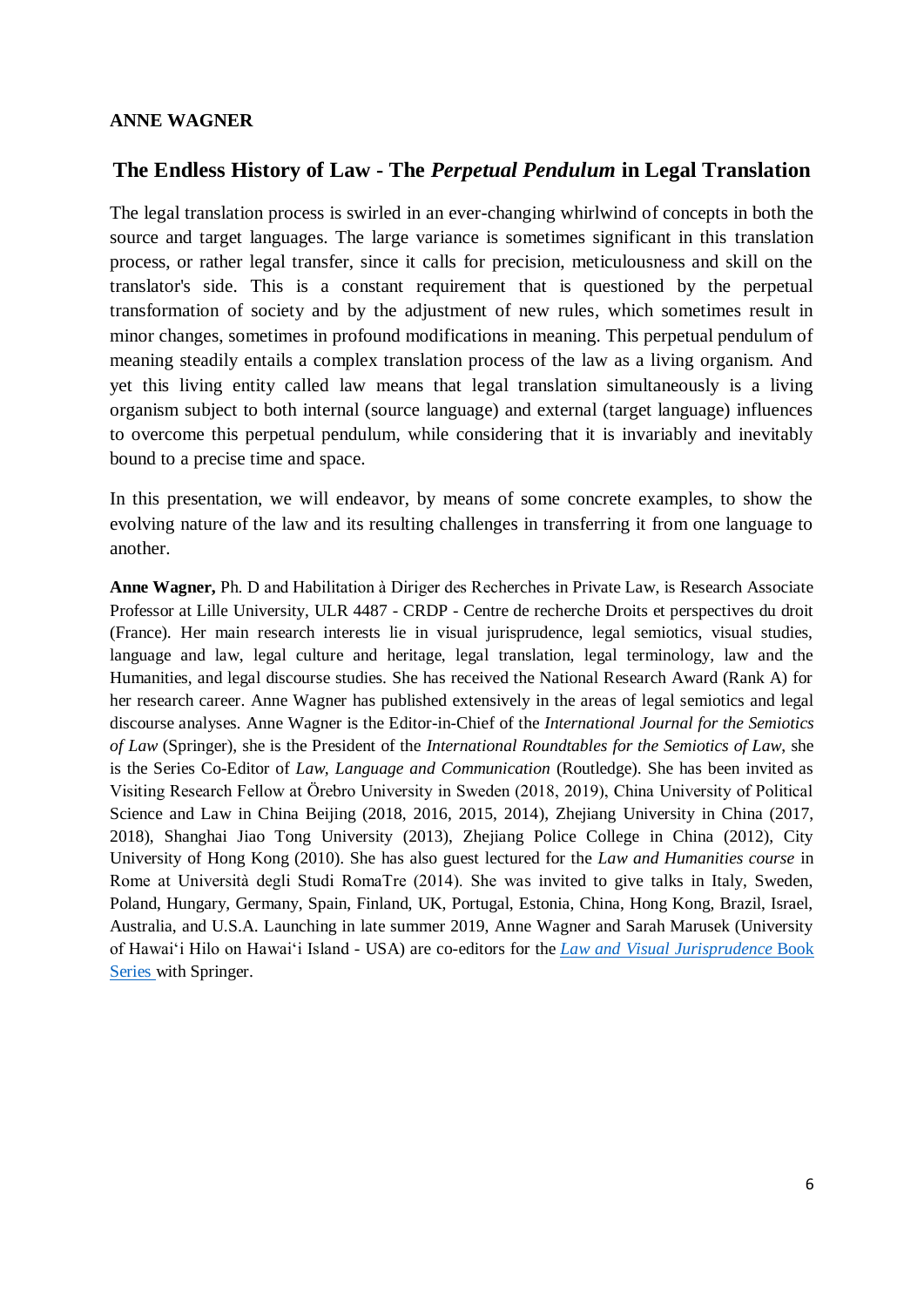**ANNE WAGNER**

## The Endless History of Law - The *Perpetual Pendulum* in Legal Translation

The legal translation process is swirled in an ever-changing whirlwind of concepts in both the source and target languages. The large variance is sometimes significant in this translation process, or rather legal transfer, since it calls for precision, meticulousness and skill on the translator's side. This is a constant requirement that is questioned by the perpetual transformation of society and by the adjustment of new rules, which sometimes result in minor changes, sometimes in profound modifications in meaning. This perpetual pendulum of meaning steadily entails a complex translation process of the law as a living organism. And yet this living entity called law means that legal translation simultaneously is a living organism subject to both internal (source language) and external (target language) influences to overcome this perpetual pendulum, while considering that it is invariably and inevitably bound to a precise time and space.

In this presentation, we will endeavor, by means of some concrete examples, to show the evolving nature of the law and its resulting challenges in transferring it from one language to another.

**Anne Wagner,** Ph. D and Habilitation à Diriger des Recherches in Private Law, is Research Associate Professor at Lille University, ULR 4487 - CRDP - Centre de recherche Droits et perspectives du droit (France). Her main research interests lie in visual jurisprudence, legal semiotics, visual studies, language and law, legal culture and heritage, legal translation, legal terminology, law and the Humanities, and legal discourse studies. She has received the National Research Award (Rank A) for her research career. Anne Wagner has published extensively in the areas of legal semiotics and legal discourse analyses. Anne Wagner is the Editor-in-Chief of the *International Journal for the Semiotics of Law* (Springer), she is the President of the *International Roundtables for the Semiotics of Law*, she is the Series Co-Editor of *Law, Language and Communication* (Routledge). She has been invited as Visiting Research Fellow at Örebro University in Sweden (2018, 2019), China University of Political Science and Law in China Beijing (2018, 2016, 2015, 2014), Zhejiang University in China (2017, 2018), Shanghai Jiao Tong University (2013), Zhejiang Police College in China (2012), City University of Hong Kong (2010). She has also guest lectured for the *Law and Humanities course* in Rome at Università degli Studi RomaTre (2014). She was invited to give talks in Italy, Sweden, Poland, Hungary, Germany, Spain, Finland, UK, Portugal, Estonia, China, Hong Kong, Brazil, Israel, Australia, and U.S.A. Launching in late summer 2019, Anne Wagner and Sarah Marusek (University of Hawai'i Hilo on Hawai'i Island - USA) are co-editors for the *Law and Visual Jurisprudence* Book Series with Springer.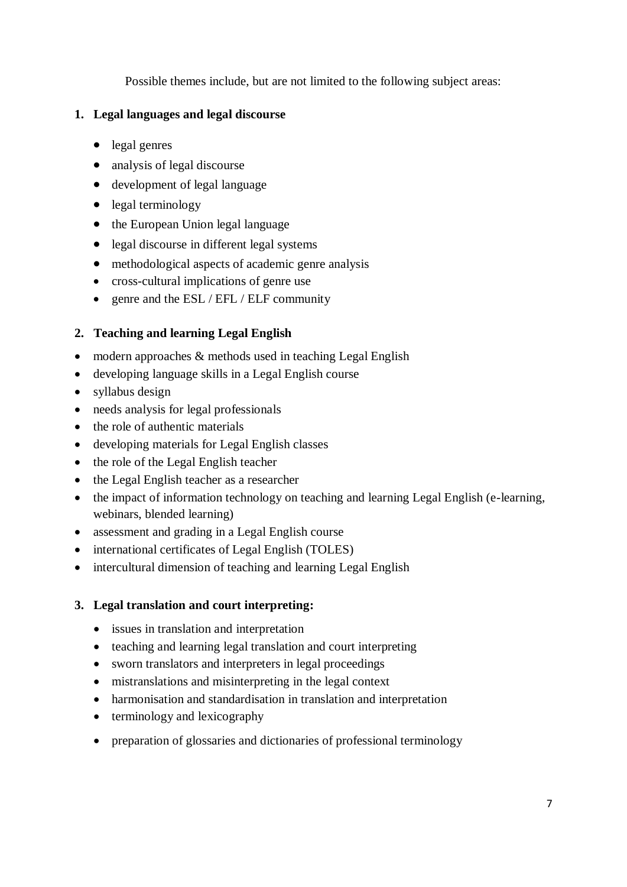Possible themes include, but are not limited to the following subject areas:

**1. Legal languages and legal discourse**

- legal genres
- analysis of legal discourse
- development of legal language
- legal terminology
- the European Union legal language
- legal discourse in different legal systems
- methodological aspects of academic genre analysis
- cross-cultural implications of genre use
- genre and the ESL / EFL / ELF community

**2. Teaching and learning Legal English**

- modern approaches & methods used in teaching Legal English
- developing language skills in a Legal English course
- syllabus design
- needs analysis for legal professionals
- the role of authentic materials
- developing materials for Legal English classes
- the role of the Legal English teacher
- the Legal English teacher as a researcher
- the impact of information technology on teaching and learning Legal English (e-learning, webinars, blended learning)
- assessment and grading in a Legal English course
- international certificates of Legal English (TOLES)
- intercultural dimension of teaching and learning Legal English

**3. Legal translation and court interpreting:**

- issues in translation and interpretation
- teaching and learning legal translation and court interpreting
- sworn translators and interpreters in legal proceedings
- mistranslations and misinterpreting in the legal context
- harmonisation and standardisation in translation and interpretation
- terminology and lexicography
- preparation of glossaries and dictionaries of professional terminology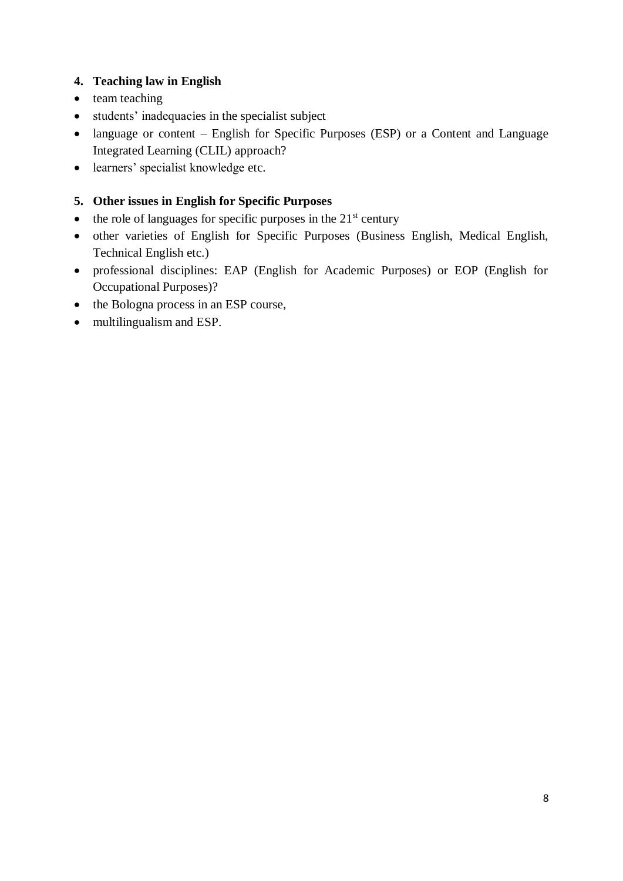**4. Teaching law in English**

- team teaching
- students' inadequacies in the specialist subject
- language or content – English for Specific Purposes (ESP) or a Content and Language Integrated Learning (CLIL) approach?
- learners' specialist knowledge etc.

**5. Other issues in English for Specific Purposes**

- the role of languages for specific purposes in the 21st century
- other varieties of English for Specific Purposes (Business English, Medical English, Technical English etc.)
- professional disciplines: EAP (English for Academic Purposes) or EOP (English for Occupational Purposes)?
- the Bologna process in an ESP course,
- multilingualism and ESP.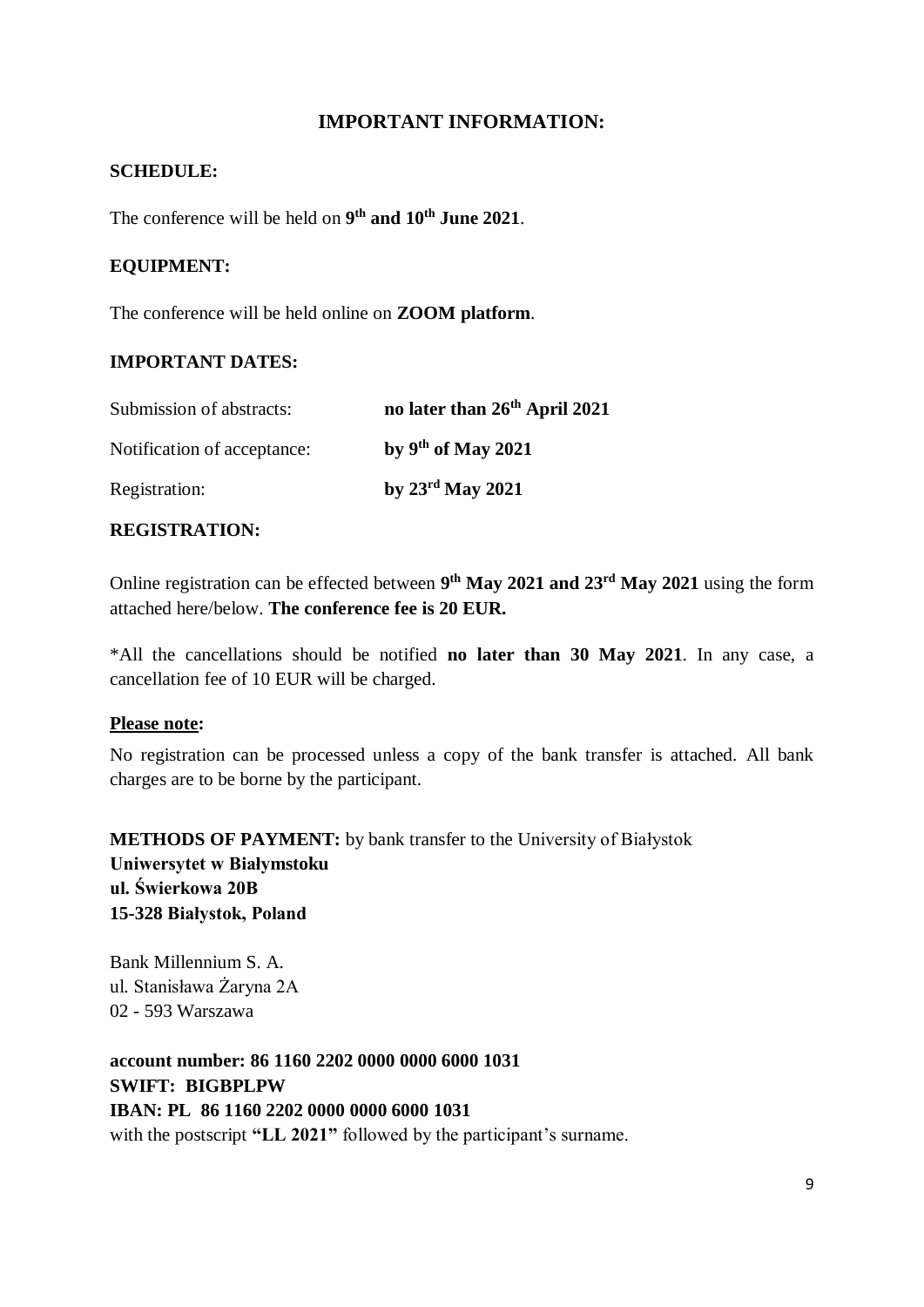## IMPORTANT INFORMATION:

**SCHEDULE:**

The conference will be held on **9th and 10th June 2021**.

**EQUIPMENT:**

The conference will be held online on **ZOOM platform**.

**IMPORTANT DATES:**

| | |
|---|---|
| Submission of abstracts: | **no later than 26th April 2021** |
| Notification of acceptance: | **by 9th of May 2021** |
| Registration: | **by 23rd May 2021** |

**REGISTRATION:**

Online registration can be effected between **9th May 2021 and 23rd May 2021** using the form attached here/below. **The conference fee is 20 EUR.**

*All the cancellations should be notified **no later than 30 May 2021**. In any case, a cancellation fee of 10 EUR will be charged.

**Please note:**

No registration can be processed unless a copy of the bank transfer is attached. All bank charges are to be borne by the participant.

**METHODS OF PAYMENT:** by bank transfer to the University of Białystok
**Uniwersytet w Białymstoku**
**ul. Świerkowa 20B**
**15-328 Białystok, Poland**

Bank Millennium S. A.
ul. Stanisława Żaryna 2A
02 - 593 Warszawa

**account number: 86 1160 2202 0000 0000 6000 1031**
**SWIFT: BIGBPLPW**
**IBAN: PL 86 1160 2202 0000 0000 6000 1031**
with the postscript **"LL 2021"** followed by the participant's surname.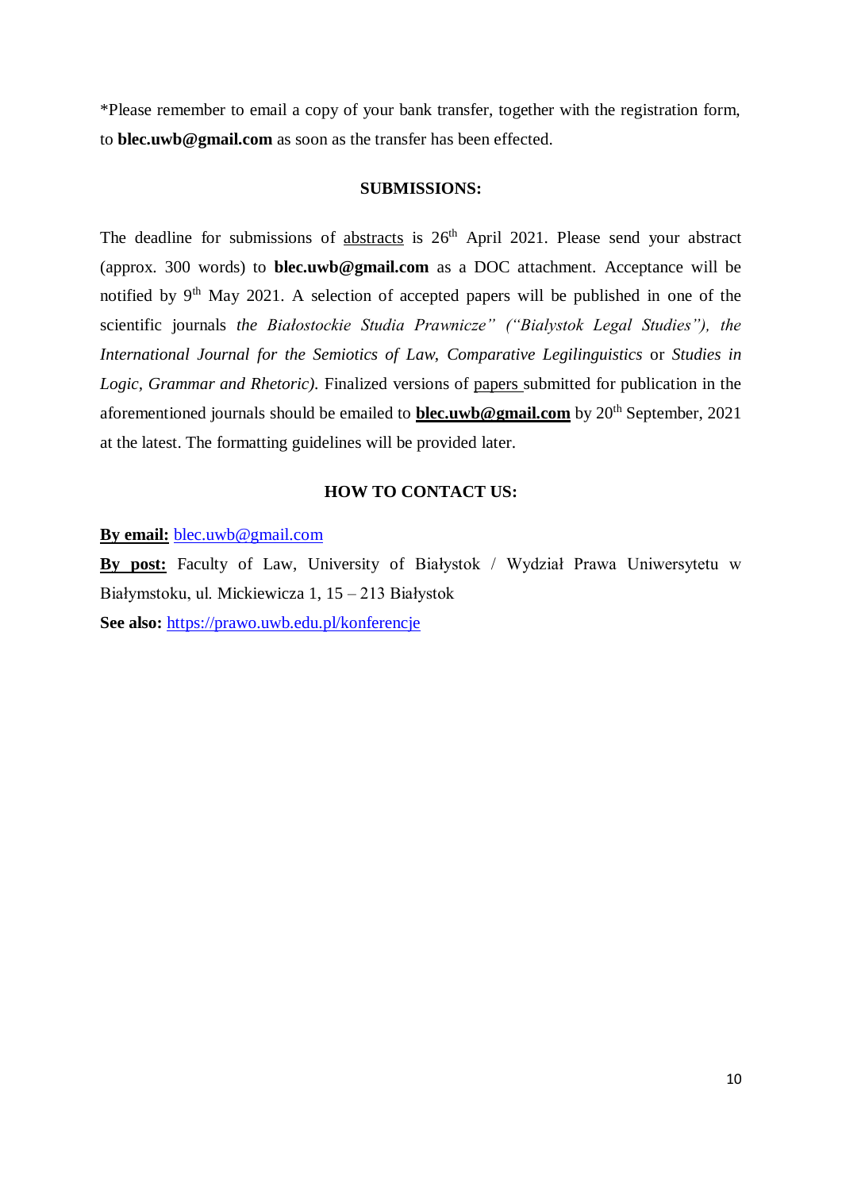*Please remember to email a copy of your bank transfer, together with the registration form, to **blec.uwb@gmail.com** as soon as the transfer has been effected.

## SUBMISSIONS:

The deadline for submissions of abstracts is 26th April 2021. Please send your abstract (approx. 300 words) to **blec.uwb@gmail.com** as a DOC attachment. Acceptance will be notified by 9th May 2021. A selection of accepted papers will be published in one of the scientific journals *the Białostockie Studia Prawnicze" ("Bialystok Legal Studies"), the International Journal for the Semiotics of Law, Comparative Legilinguistics* or *Studies in Logic, Grammar and Rhetoric).* Finalized versions of papers submitted for publication in the aforementioned journals should be emailed to **blec.uwb@gmail.com** by 20th September, 2021 at the latest. The formatting guidelines will be provided later.

## HOW TO CONTACT US:

**By email:** blec.uwb@gmail.com

**By post:** Faculty of Law, University of Białystok / Wydział Prawa Uniwersytetu w Białymstoku, ul. Mickiewicza 1, 15 – 213 Białystok

**See also:** https://prawo.uwb.edu.pl/konferencje